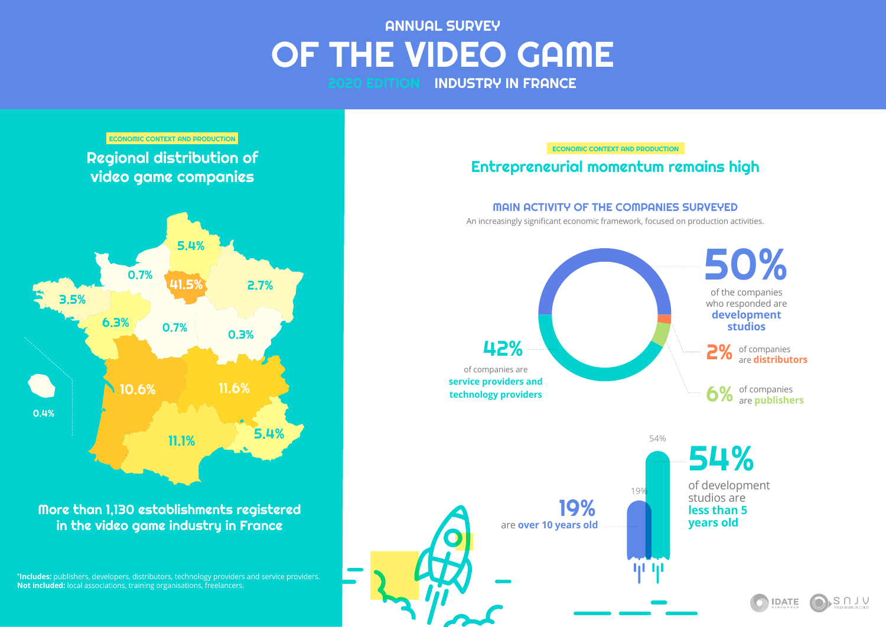# ANNUAL SURVEY OF THE VIDEO GAME INDUSTRY IN FRANCE

2020 EDITION

ECONOMIC CONTEXT AND PRODUCTION

## Regional distribution of video game companies

- 41.5%
- 11.6%
- 11.1%
- 10.6%
- 6.3%
- 5.4%
- 5.4%
- 3.5%
- 2.7%
- 0.7%
- 0.7%
- 0.4%
- 0.3%

**More than 1,130 establishments registered in the video game industry in France**

*Includes: publishers, developers, distributors, technology providers and service providers.
**Not included:** local associations, training organisations, freelancers.

ECONOMIC CONTEXT AND PRODUCTION

## Entrepreneurial momentum remains high

### MAIN ACTIVITY OF THE COMPANIES SURVEYED

An increasingly significant economic framework, focused on production activities.

- **50%** of the companies who responded are **development studios**
- **42%** of companies are **service providers and technology providers**
- **2%** of companies are **distributors**
- **6%** of companies are **publishers**

**54%** of development studios are **less than 5 years old**

**19%** are **over 10 years old**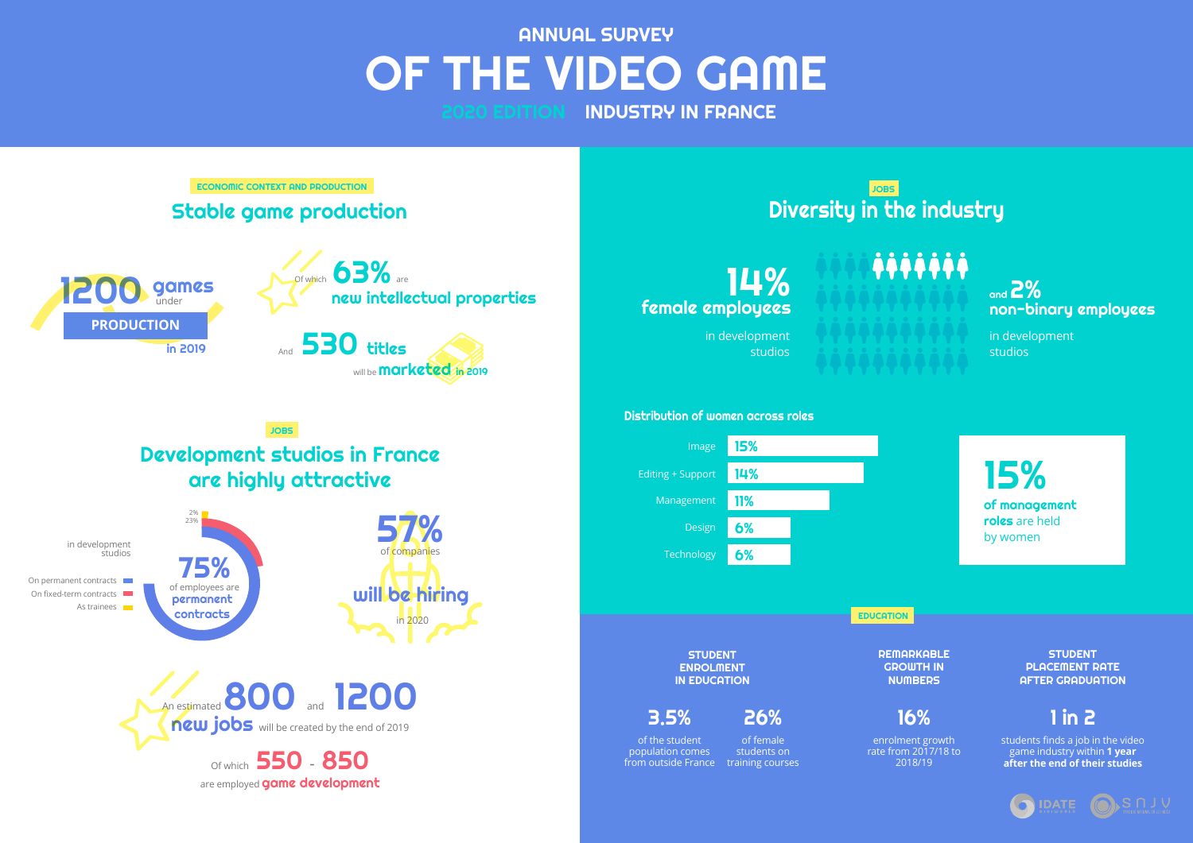# ANNUAL SURVEY OF THE VIDEO GAME INDUSTRY IN FRANCE

2020 EDITION

ECONOMIC CONTEXT AND PRODUCTION

## Stable game production

**1200 games** under **PRODUCTION** in 2019

Of which **63%** are **new intellectual properties**

And **530 titles** will be **marketed** in 2019

JOBS

## Development studios in France are highly attractive

in development studios

- On permanent contracts
- On fixed-term contracts
- As trainees

**75%** of employees are **permanent contracts**

23%

2%

**57%** of companies **will be hiring** in 2020

An estimated **800** and **1200** **new jobs** will be created by the end of 2019

Of which **550 - 850** are employed **game development**

JOBS

## Diversity in the industry

**14% female employees** in development studios

and **2% non-binary employees** in development studios

### Distribution of women across roles

| Role | % |
|---|---|
| Image | 15% |
| Editing + Support | 14% |
| Management | 11% |
| Design | 6% |
| Technology | 6% |

**15%** of **management roles** are held by women

EDUCATION

**STUDENT ENROLMENT IN EDUCATION**

**3.5%** of the student population comes from outside France

**26%** of female students on training courses

**REMARKABLE GROWTH IN NUMBERS**

**16%** enrolment growth rate from 2017/18 to 2018/19

**STUDENT PLACEMENT RATE AFTER GRADUATION**

**1 in 2** students finds a job in the video game industry within **1 year after the end of their studies**

IDATE DigiWorld · SNJV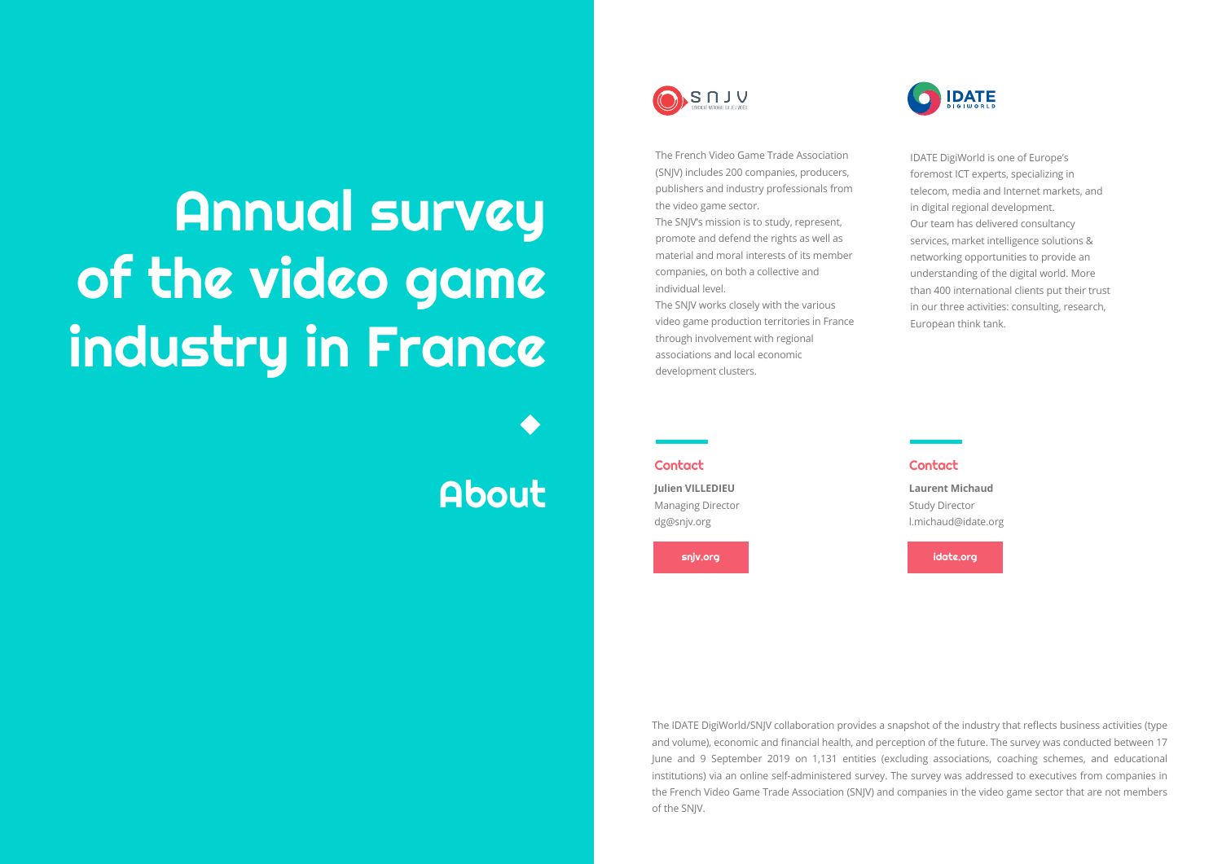# Annual survey of the video game industry in France

## About

The French Video Game Trade Association (SNJV) includes 200 companies, producers, publishers and industry professionals from the video game sector.
The SNJV's mission is to study, represent, promote and defend the rights as well as material and moral interests of its member companies, on both a collective and individual level.
The SNJV works closely with the various video game production territories in France through involvement with regional associations and local economic development clusters.

### Contact

**Julien VILLEDIEU**
Managing Director
dg@snjv.org

snjv.org

IDATE DigiWorld is one of Europe's foremost ICT experts, specializing in telecom, media and Internet markets, and in digital regional development.
Our team has delivered consultancy services, market intelligence solutions & networking opportunities to provide an understanding of the digital world. More than 400 international clients put their trust in our three activities: consulting, research, European think tank.

### Contact

**Laurent Michaud**
Study Director
l.michaud@idate.org

idate.org

The IDATE DigiWorld/SNJV collaboration provides a snapshot of the industry that reflects business activities (type and volume), economic and financial health, and perception of the future. The survey was conducted between 17 June and 9 September 2019 on 1,131 entities (excluding associations, coaching schemes, and educational institutions) via an online self-administered survey. The survey was addressed to executives from companies in the French Video Game Trade Association (SNJV) and companies in the video game sector that are not members of the SNJV.